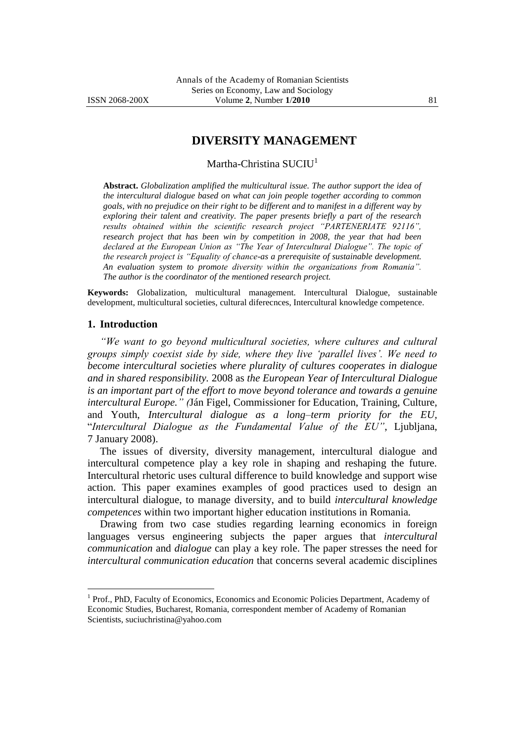# DIVERSITY MANAGEMENT

Martha-Christina SUCIU[1]

**Abstract.** *Globalization amplified the multicultural issue. The author support the idea of the intercultural dialogue based on what can join people together according to common goals, with no prejudice on their right to be different and to manifest in a different way by exploring their talent and creativity. The paper presents briefly a part of the research results obtained within the scientific research project "PARTENERIATE 92116", research project that has been win by competition in 2008, the year that had been declared at the European Union as "The Year of Intercultural Dialogue". The topic of the research project is "Equality of chance-as a prerequisite of sustainable development. An evaluation system to promote diversity within the organizations from Romania". The author is the coordinator of the mentioned research project.*

**Keywords:** Globalization, multicultural management. Intercultural Dialogue, sustainable development, multicultural societies, cultural diferecnces, Intercultural knowledge competence.

## 1. Introduction

*"We want to go beyond multicultural societies, where cultures and cultural groups simply coexist side by side, where they live 'parallel lives'. We need to become intercultural societies where plurality of cultures cooperates in dialogue and in shared responsibility.* 2008 as *the European Year of Intercultural Dialogue is an important part of the effort to move beyond tolerance and towards a genuine intercultural Europe." (*Ján Figel, Commissioner for Education, Training, Culture, and Youth, *Intercultural dialogue as a long–term priority for the EU,* "*Intercultural Dialogue as the Fundamental Value of the EU"*, Ljubljana, 7 January 2008).

The issues of diversity, diversity management, intercultural dialogue and intercultural competence play a key role in shaping and reshaping the future. Intercultural rhetoric uses cultural difference to build knowledge and support wise action. This paper examines examples of good practices used to design an intercultural dialogue, to manage diversity, and to build *intercultural knowledge competences* within two important higher education institutions in Romania.

Drawing from two case studies regarding learning economics in foreign languages versus engineering subjects the paper argues that *intercultural communication* and *dialogue* can play a key role. The paper stresses the need for *intercultural communication education* that concerns several academic disciplines

[1] Prof., PhD, Faculty of Economics, Economics and Economic Policies Department, Academy of Economic Studies, Bucharest, Romania, correspondent member of Academy of Romanian Scientists, suciuchristina@yahoo.com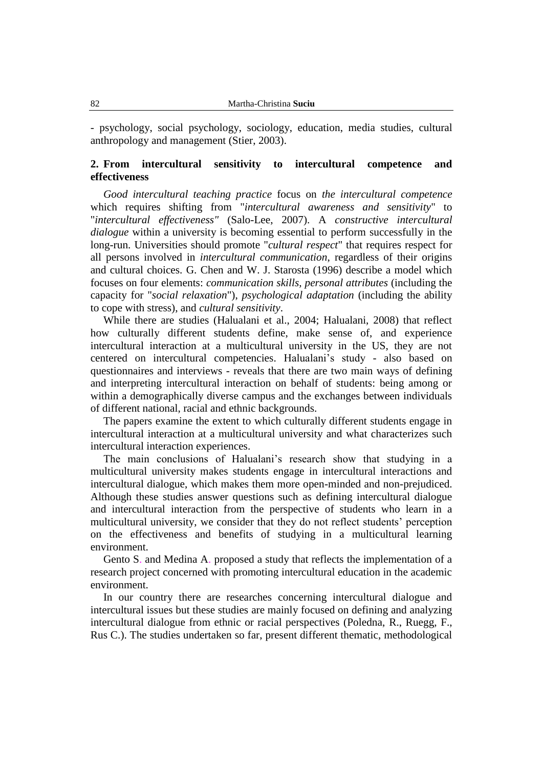- psychology, social psychology, sociology, education, media studies, cultural anthropology and management (Stier, 2003).

## 2. From intercultural sensitivity to intercultural competence and effectiveness

*Good intercultural teaching practice* focus on *the intercultural competence* which requires shifting from "*intercultural awareness and sensitivity*" to "*intercultural effectiveness"* (Salo-Lee, 2007). A *constructive intercultural dialogue* within a university is becoming essential to perform successfully in the long-run. Universities should promote "*cultural respect*" that requires respect for all persons involved in *intercultural communication*, regardless of their origins and cultural choices. G. Chen and W. J. Starosta (1996) describe a model which focuses on four elements: *communication skills*, *personal attributes* (including the capacity for "*social relaxation*"), *psychological adaptation* (including the ability to cope with stress), and *cultural sensitivity*.

While there are studies (Halualani et al., 2004; Halualani, 2008) that reflect how culturally different students define, make sense of, and experience intercultural interaction at a multicultural university in the US, they are not centered on intercultural competencies. Halualani's study - also based on questionnaires and interviews - reveals that there are two main ways of defining and interpreting intercultural interaction on behalf of students: being among or within a demographically diverse campus and the exchanges between individuals of different national, racial and ethnic backgrounds.

The papers examine the extent to which culturally different students engage in intercultural interaction at a multicultural university and what characterizes such intercultural interaction experiences.

The main conclusions of Halualani's research show that studying in a multicultural university makes students engage in intercultural interactions and intercultural dialogue, which makes them more open-minded and non-prejudiced. Although these studies answer questions such as defining intercultural dialogue and intercultural interaction from the perspective of students who learn in a multicultural university, we consider that they do not reflect students' perception on the effectiveness and benefits of studying in a multicultural learning environment.

Gento S. and Medina A. proposed a study that reflects the implementation of a research project concerned with promoting intercultural education in the academic environment.

In our country there are researches concerning intercultural dialogue and intercultural issues but these studies are mainly focused on defining and analyzing intercultural dialogue from ethnic or racial perspectives (Poledna, R., Ruegg, F., Rus C.). The studies undertaken so far, present different thematic, methodological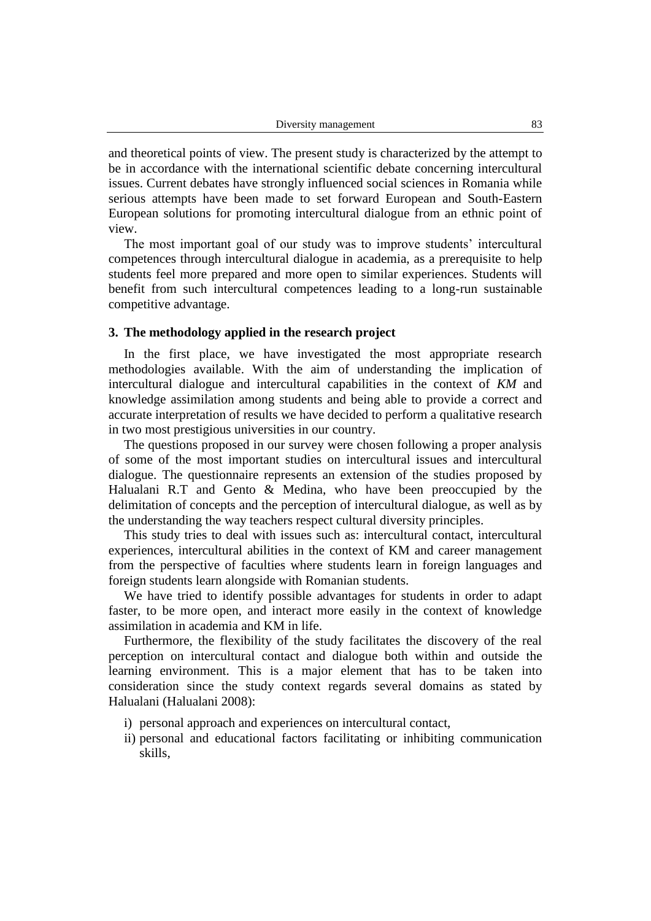and theoretical points of view. The present study is characterized by the attempt to be in accordance with the international scientific debate concerning intercultural issues. Current debates have strongly influenced social sciences in Romania while serious attempts have been made to set forward European and South-Eastern European solutions for promoting intercultural dialogue from an ethnic point of view.

The most important goal of our study was to improve students' intercultural competences through intercultural dialogue in academia, as a prerequisite to help students feel more prepared and more open to similar experiences. Students will benefit from such intercultural competences leading to a long-run sustainable competitive advantage.

## 3. The methodology applied in the research project

In the first place, we have investigated the most appropriate research methodologies available. With the aim of understanding the implication of intercultural dialogue and intercultural capabilities in the context of *KM* and knowledge assimilation among students and being able to provide a correct and accurate interpretation of results we have decided to perform a qualitative research in two most prestigious universities in our country.

The questions proposed in our survey were chosen following a proper analysis of some of the most important studies on intercultural issues and intercultural dialogue. The questionnaire represents an extension of the studies proposed by Halualani R.T and Gento & Medina, who have been preoccupied by the delimitation of concepts and the perception of intercultural dialogue, as well as by the understanding the way teachers respect cultural diversity principles.

This study tries to deal with issues such as: intercultural contact, intercultural experiences, intercultural abilities in the context of KM and career management from the perspective of faculties where students learn in foreign languages and foreign students learn alongside with Romanian students.

We have tried to identify possible advantages for students in order to adapt faster, to be more open, and interact more easily in the context of knowledge assimilation in academia and KM in life.

Furthermore, the flexibility of the study facilitates the discovery of the real perception on intercultural contact and dialogue both within and outside the learning environment. This is a major element that has to be taken into consideration since the study context regards several domains as stated by Halualani (Halualani 2008):

i) personal approach and experiences on intercultural contact,
ii) personal and educational factors facilitating or inhibiting communication skills,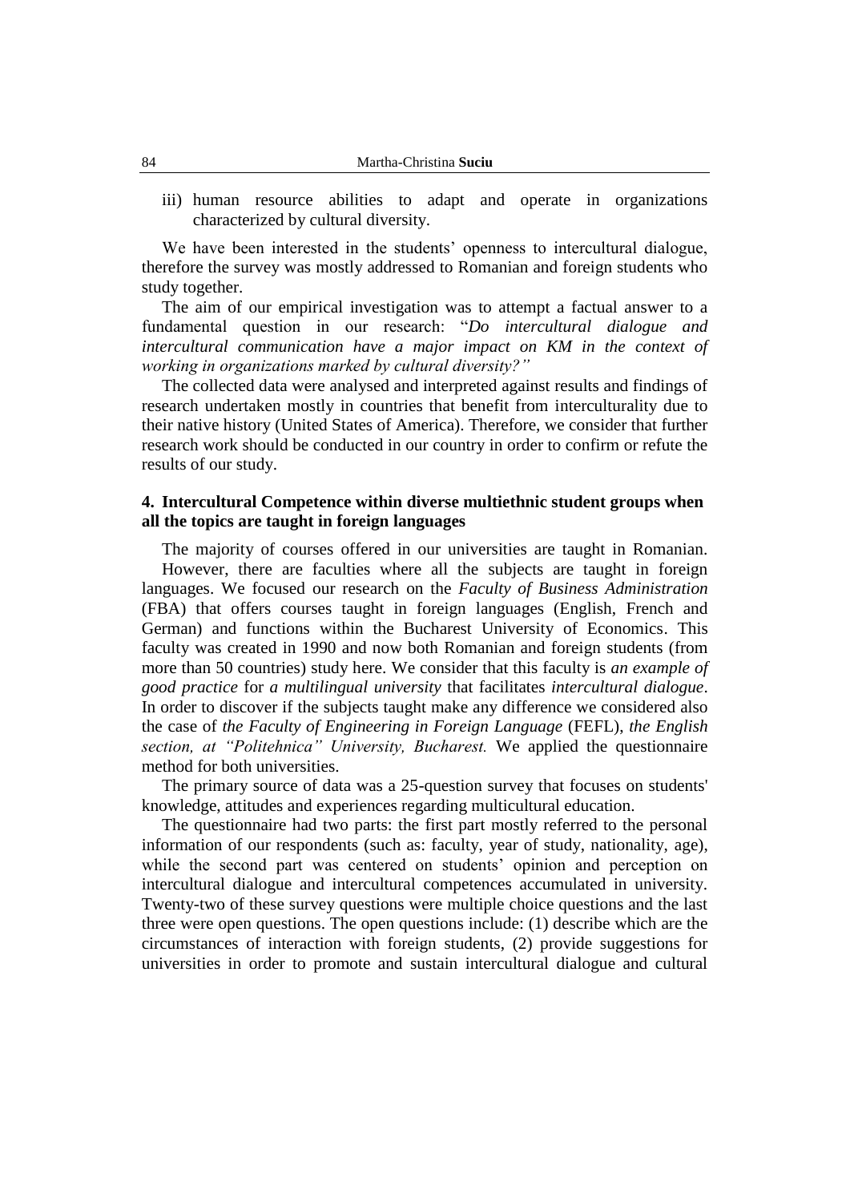iii) human resource abilities to adapt and operate in organizations characterized by cultural diversity.

We have been interested in the students' openness to intercultural dialogue, therefore the survey was mostly addressed to Romanian and foreign students who study together.

The aim of our empirical investigation was to attempt a factual answer to a fundamental question in our research: "*Do intercultural dialogue and intercultural communication have a major impact on KM in the context of working in organizations marked by cultural diversity?"*

The collected data were analysed and interpreted against results and findings of research undertaken mostly in countries that benefit from interculturality due to their native history (United States of America). Therefore, we consider that further research work should be conducted in our country in order to confirm or refute the results of our study.

## 4. Intercultural Competence within diverse multiethnic student groups when all the topics are taught in foreign languages

The majority of courses offered in our universities are taught in Romanian. However, there are faculties where all the subjects are taught in foreign languages. We focused our research on the *Faculty of Business Administration* (FBA) that offers courses taught in foreign languages (English, French and German) and functions within the Bucharest University of Economics. This faculty was created in 1990 and now both Romanian and foreign students (from more than 50 countries) study here. We consider that this faculty is *an example of good practice* for *a multilingual university* that facilitates *intercultural dialogue*. In order to discover if the subjects taught make any difference we considered also the case of *the Faculty of Engineering in Foreign Language* (FEFL), *the English section, at "Politehnica" University, Bucharest.* We applied the questionnaire method for both universities.

The primary source of data was a 25-question survey that focuses on students' knowledge, attitudes and experiences regarding multicultural education.

The questionnaire had two parts: the first part mostly referred to the personal information of our respondents (such as: faculty, year of study, nationality, age), while the second part was centered on students' opinion and perception on intercultural dialogue and intercultural competences accumulated in university. Twenty-two of these survey questions were multiple choice questions and the last three were open questions. The open questions include: (1) describe which are the circumstances of interaction with foreign students, (2) provide suggestions for universities in order to promote and sustain intercultural dialogue and cultural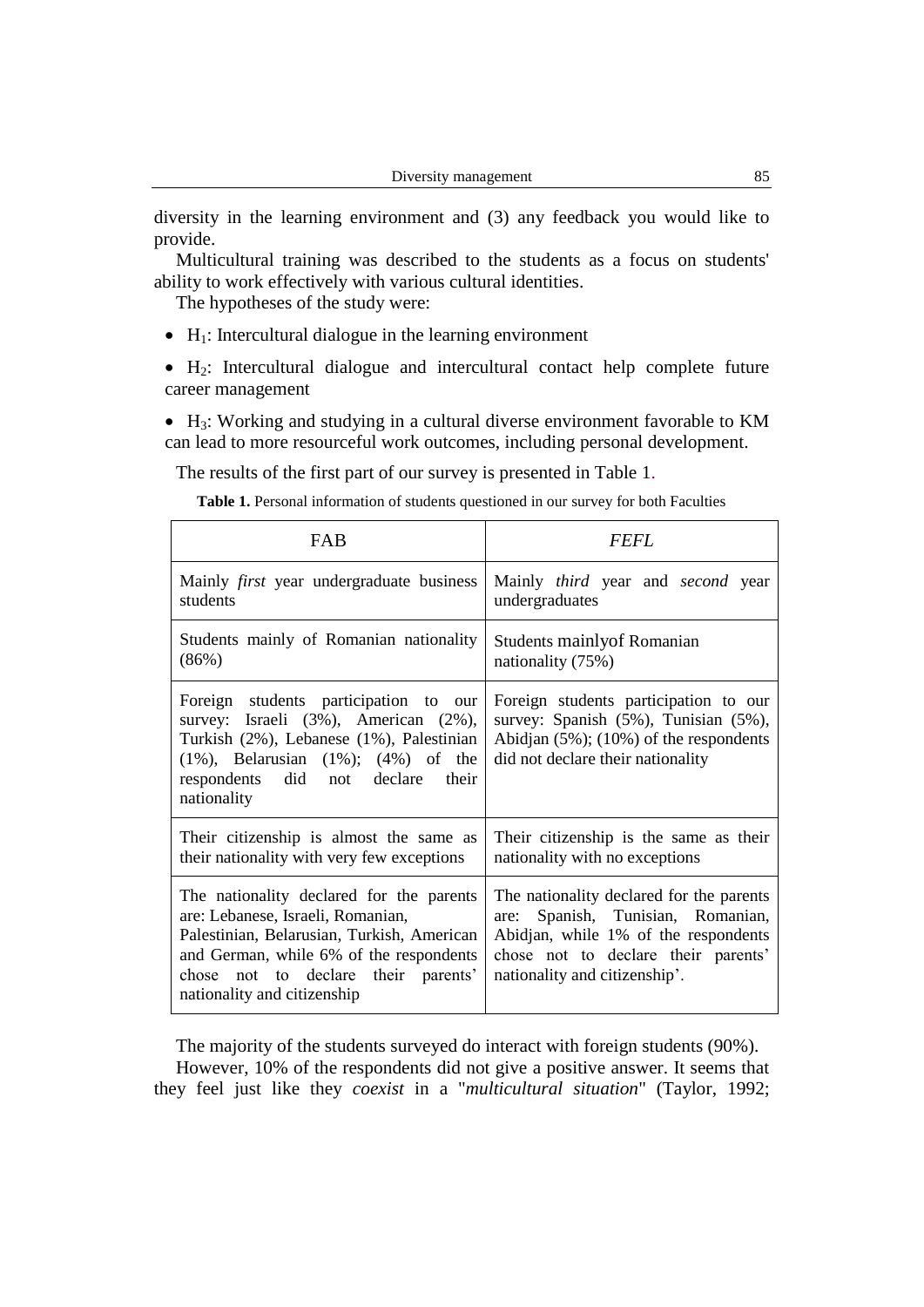diversity in the learning environment and (3) any feedback you would like to provide.

Multicultural training was described to the students as a focus on students' ability to work effectively with various cultural identities.

The hypotheses of the study were:

- $H_1$: Intercultural dialogue in the learning environment
- $H_2$: Intercultural dialogue and intercultural contact help complete future career management
- $H_3$: Working and studying in a cultural diverse environment favorable to KM can lead to more resourceful work outcomes, including personal development.

The results of the first part of our survey is presented in Table 1.

**Table 1.** Personal information of students questioned in our survey for both Faculties

| FAB | *FEFL* |
|---|---|
| Mainly *first* year undergraduate business students | Mainly *third* year and *second* year undergraduates |
| Students mainly of Romanian nationality (86%) | Students mainlyof Romanian nationality (75%) |
| Foreign students participation to our survey: Israeli (3%), American (2%), Turkish (2%), Lebanese (1%), Palestinian (1%), Belarusian (1%); (4%) of the respondents did not declare their nationality | Foreign students participation to our survey: Spanish (5%), Tunisian (5%), Abidjan (5%); (10%) of the respondents did not declare their nationality |
| Their citizenship is almost the same as their nationality with very few exceptions | Their citizenship is the same as their nationality with no exceptions |
| The nationality declared for the parents are: Lebanese, Israeli, Romanian, Palestinian, Belarusian, Turkish, American and German, while 6% of the respondents chose not to declare their parents' nationality and citizenship | The nationality declared for the parents are: Spanish, Tunisian, Romanian, Abidjan, while 1% of the respondents chose not to declare their parents' nationality and citizenship'. |

The majority of the students surveyed do interact with foreign students (90%).

However, 10% of the respondents did not give a positive answer. It seems that they feel just like they *coexist* in a "*multicultural situation*" (Taylor, 1992;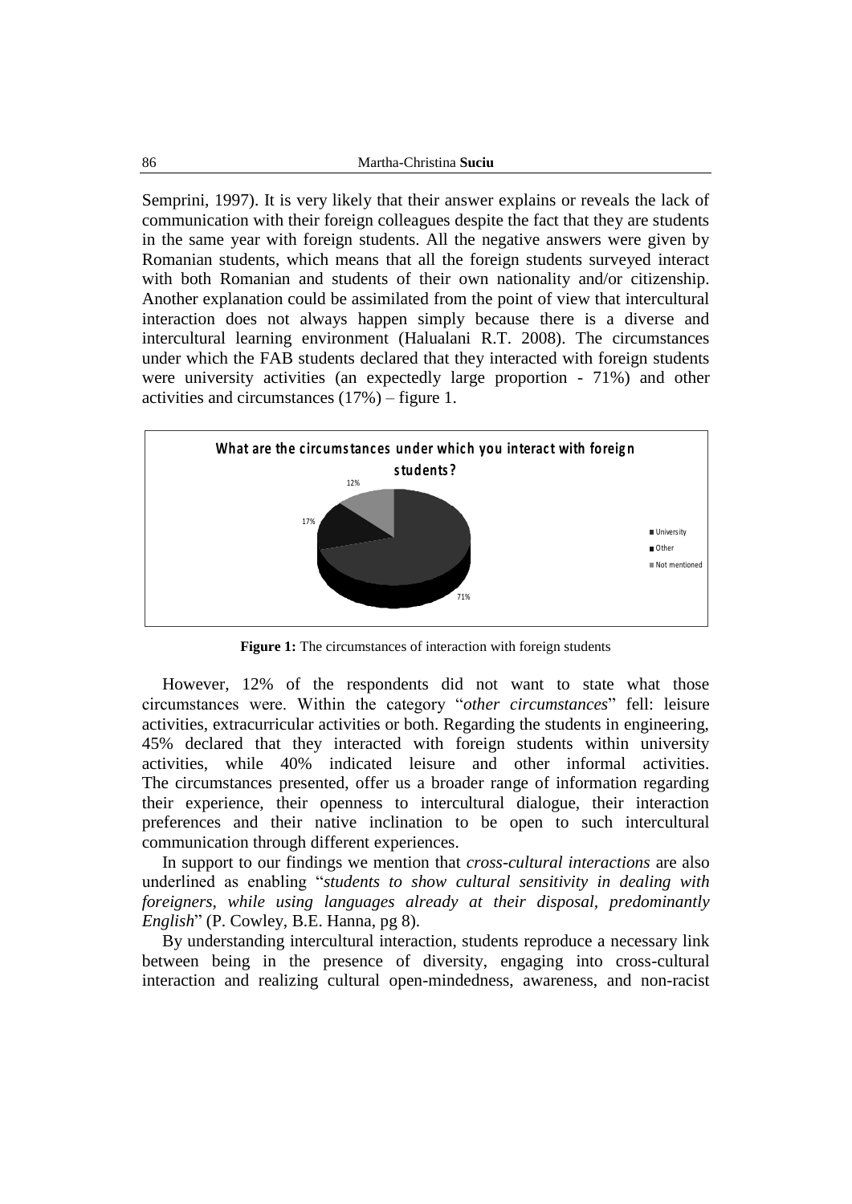Semprini, 1997). It is very likely that their answer explains or reveals the lack of communication with their foreign colleagues despite the fact that they are students in the same year with foreign students. All the negative answers were given by Romanian students, which means that all the foreign students surveyed interact with both Romanian and students of their own nationality and/or citizenship. Another explanation could be assimilated from the point of view that intercultural interaction does not always happen simply because there is a diverse and intercultural learning environment (Halualani R.T. 2008). The circumstances under which the FAB students declared that they interacted with foreign students were university activities (an expectedly large proportion - 71%) and other activities and circumstances (17%) – figure 1.

**Figure 1:** The circumstances of interaction with foreign students

However, 12% of the respondents did not want to state what those circumstances were. Within the category "*other circumstances*" fell: leisure activities, extracurricular activities or both. Regarding the students in engineering, 45% declared that they interacted with foreign students within university activities, while 40% indicated leisure and other informal activities. The circumstances presented, offer us a broader range of information regarding their experience, their openness to intercultural dialogue, their interaction preferences and their native inclination to be open to such intercultural communication through different experiences.

In support to our findings we mention that *cross-cultural interactions* are also underlined as enabling "*students to show cultural sensitivity in dealing with foreigners, while using languages already at their disposal, predominantly English*" (P. Cowley, B.E. Hanna, pg 8).

By understanding intercultural interaction, students reproduce a necessary link between being in the presence of diversity, engaging into cross-cultural interaction and realizing cultural open-mindedness, awareness, and non-racist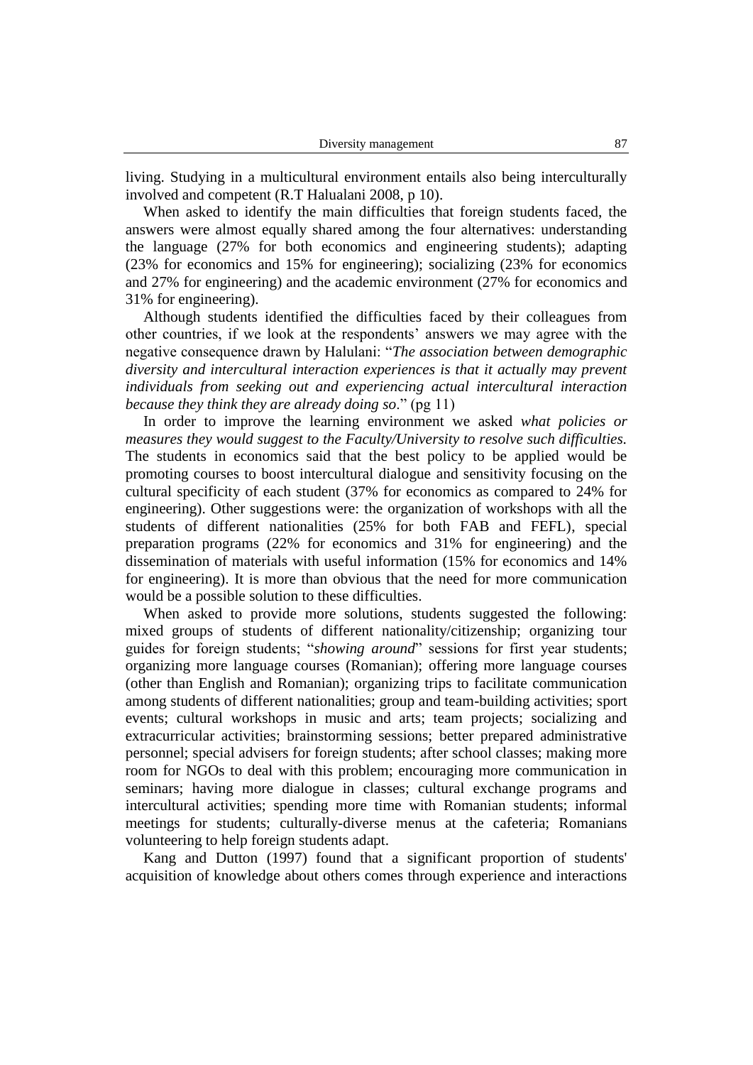living. Studying in a multicultural environment entails also being interculturally involved and competent (R.T Halualani 2008, p 10).

When asked to identify the main difficulties that foreign students faced, the answers were almost equally shared among the four alternatives: understanding the language (27% for both economics and engineering students); adapting (23% for economics and 15% for engineering); socializing (23% for economics and 27% for engineering) and the academic environment (27% for economics and 31% for engineering).

Although students identified the difficulties faced by their colleagues from other countries, if we look at the respondents' answers we may agree with the negative consequence drawn by Halulani: "*The association between demographic diversity and intercultural interaction experiences is that it actually may prevent individuals from seeking out and experiencing actual intercultural interaction because they think they are already doing so*." (pg 11)

In order to improve the learning environment we asked *what policies or measures they would suggest to the Faculty/University to resolve such difficulties.* The students in economics said that the best policy to be applied would be promoting courses to boost intercultural dialogue and sensitivity focusing on the cultural specificity of each student (37% for economics as compared to 24% for engineering). Other suggestions were: the organization of workshops with all the students of different nationalities (25% for both FAB and FEFL), special preparation programs (22% for economics and 31% for engineering) and the dissemination of materials with useful information (15% for economics and 14% for engineering). It is more than obvious that the need for more communication would be a possible solution to these difficulties.

When asked to provide more solutions, students suggested the following: mixed groups of students of different nationality/citizenship; organizing tour guides for foreign students; "*showing around*" sessions for first year students; organizing more language courses (Romanian); offering more language courses (other than English and Romanian); organizing trips to facilitate communication among students of different nationalities; group and team-building activities; sport events; cultural workshops in music and arts; team projects; socializing and extracurricular activities; brainstorming sessions; better prepared administrative personnel; special advisers for foreign students; after school classes; making more room for NGOs to deal with this problem; encouraging more communication in seminars; having more dialogue in classes; cultural exchange programs and intercultural activities; spending more time with Romanian students; informal meetings for students; culturally-diverse menus at the cafeteria; Romanians volunteering to help foreign students adapt.

Kang and Dutton (1997) found that a significant proportion of students' acquisition of knowledge about others comes through experience and interactions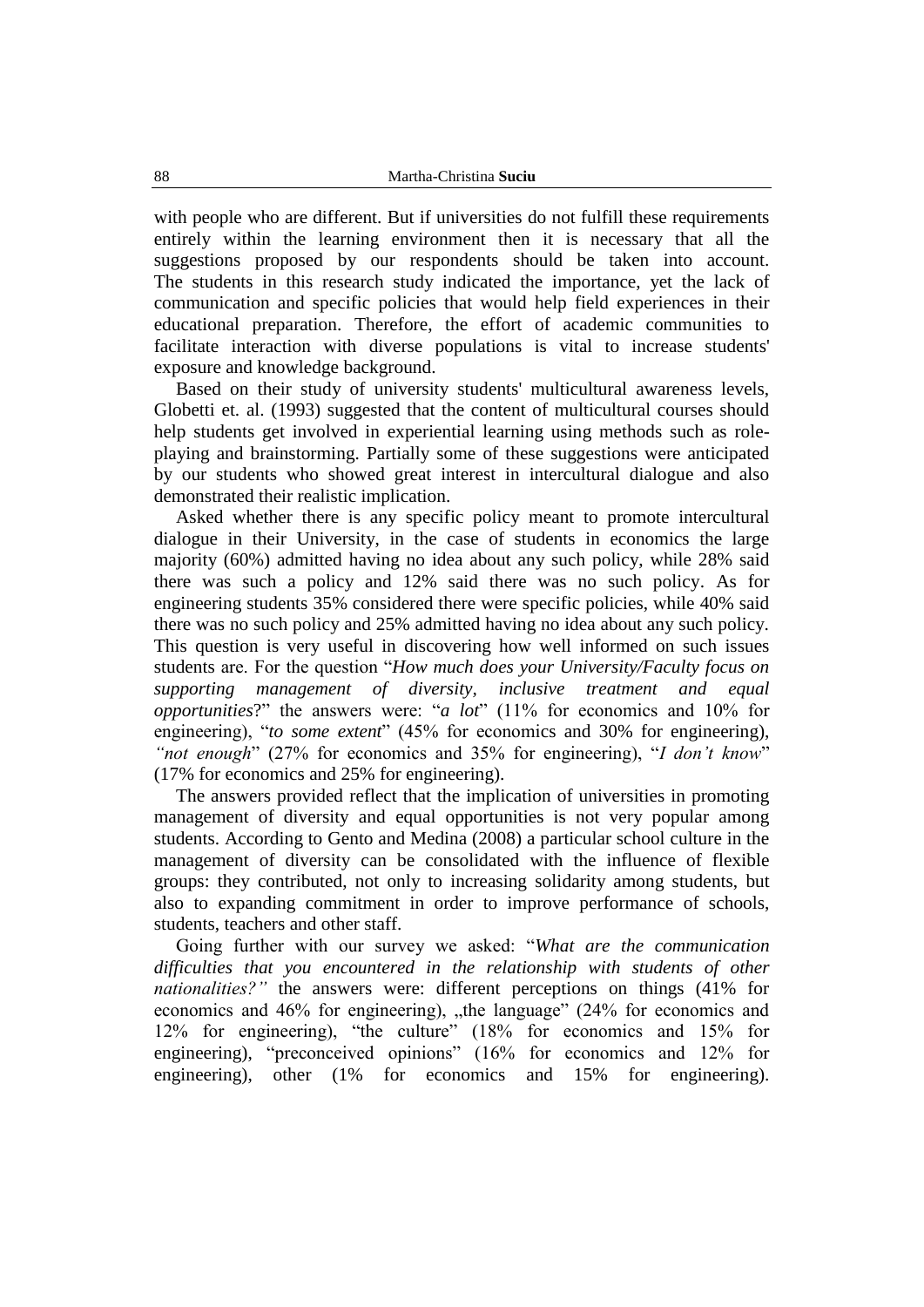with people who are different. But if universities do not fulfill these requirements entirely within the learning environment then it is necessary that all the suggestions proposed by our respondents should be taken into account. The students in this research study indicated the importance, yet the lack of communication and specific policies that would help field experiences in their educational preparation. Therefore, the effort of academic communities to facilitate interaction with diverse populations is vital to increase students' exposure and knowledge background.

Based on their study of university students' multicultural awareness levels, Globetti et. al. (1993) suggested that the content of multicultural courses should help students get involved in experiential learning using methods such as role-playing and brainstorming. Partially some of these suggestions were anticipated by our students who showed great interest in intercultural dialogue and also demonstrated their realistic implication.

Asked whether there is any specific policy meant to promote intercultural dialogue in their University, in the case of students in economics the large majority (60%) admitted having no idea about any such policy, while 28% said there was such a policy and 12% said there was no such policy. As for engineering students 35% considered there were specific policies, while 40% said there was no such policy and 25% admitted having no idea about any such policy. This question is very useful in discovering how well informed on such issues students are. For the question "*How much does your University/Faculty focus on supporting management of diversity, inclusive treatment and equal opportunities*?" the answers were: "*a lot*" (11% for economics and 10% for engineering), "*to some extent*" (45% for economics and 30% for engineering), *"not enough*" (27% for economics and 35% for engineering), "*I don't know*" (17% for economics and 25% for engineering).

The answers provided reflect that the implication of universities in promoting management of diversity and equal opportunities is not very popular among students. According to Gento and Medina (2008) a particular school culture in the management of diversity can be consolidated with the influence of flexible groups: they contributed, not only to increasing solidarity among students, but also to expanding commitment in order to improve performance of schools, students, teachers and other staff.

Going further with our survey we asked: "*What are the communication difficulties that you encountered in the relationship with students of other nationalities?"* the answers were: different perceptions on things (41% for economics and 46% for engineering), „the language" (24% for economics and 12% for engineering), "the culture" (18% for economics and 15% for engineering), "preconceived opinions" (16% for economics and 12% for engineering), other (1% for economics and 15% for engineering).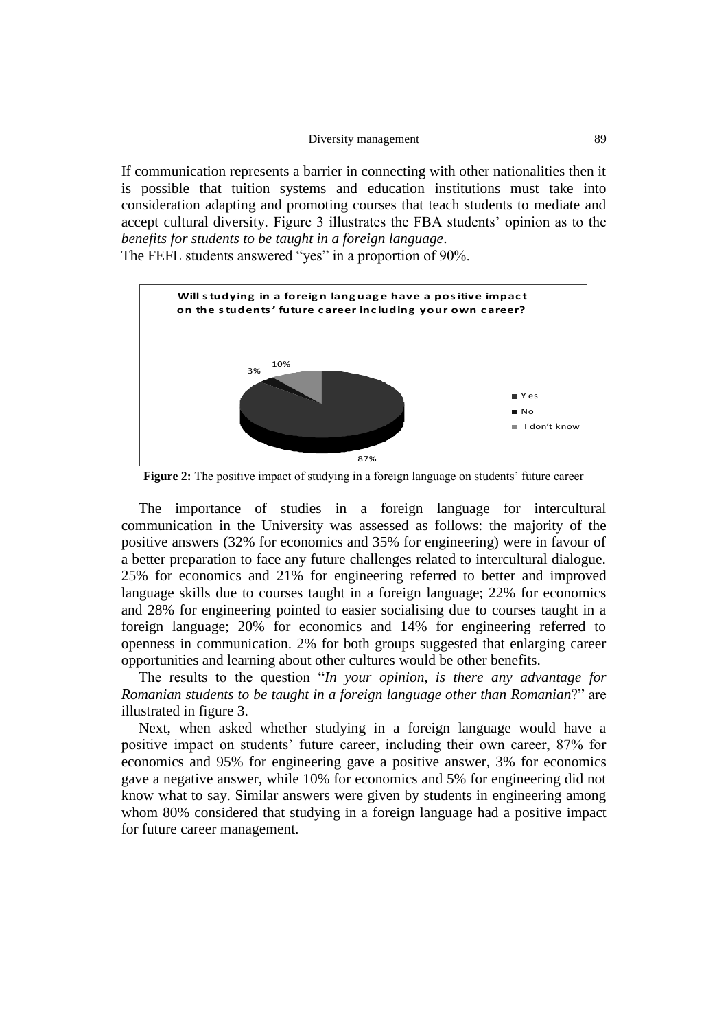If communication represents a barrier in connecting with other nationalities then it is possible that tuition systems and education institutions must take into consideration adapting and promoting courses that teach students to mediate and accept cultural diversity. Figure 3 illustrates the FBA students' opinion as to the *benefits for students to be taught in a foreign language*.

The FEFL students answered "yes" in a proportion of 90%.

**Figure 2:** The positive impact of studying in a foreign language on students' future career

The importance of studies in a foreign language for intercultural communication in the University was assessed as follows: the majority of the positive answers (32% for economics and 35% for engineering) were in favour of a better preparation to face any future challenges related to intercultural dialogue. 25% for economics and 21% for engineering referred to better and improved language skills due to courses taught in a foreign language; 22% for economics and 28% for engineering pointed to easier socialising due to courses taught in a foreign language; 20% for economics and 14% for engineering referred to openness in communication. 2% for both groups suggested that enlarging career opportunities and learning about other cultures would be other benefits.

The results to the question "*In your opinion, is there any advantage for Romanian students to be taught in a foreign language other than Romanian*?" are illustrated in figure 3.

Next, when asked whether studying in a foreign language would have a positive impact on students' future career, including their own career, 87% for economics and 95% for engineering gave a positive answer, 3% for economics gave a negative answer, while 10% for economics and 5% for engineering did not know what to say. Similar answers were given by students in engineering among whom 80% considered that studying in a foreign language had a positive impact for future career management.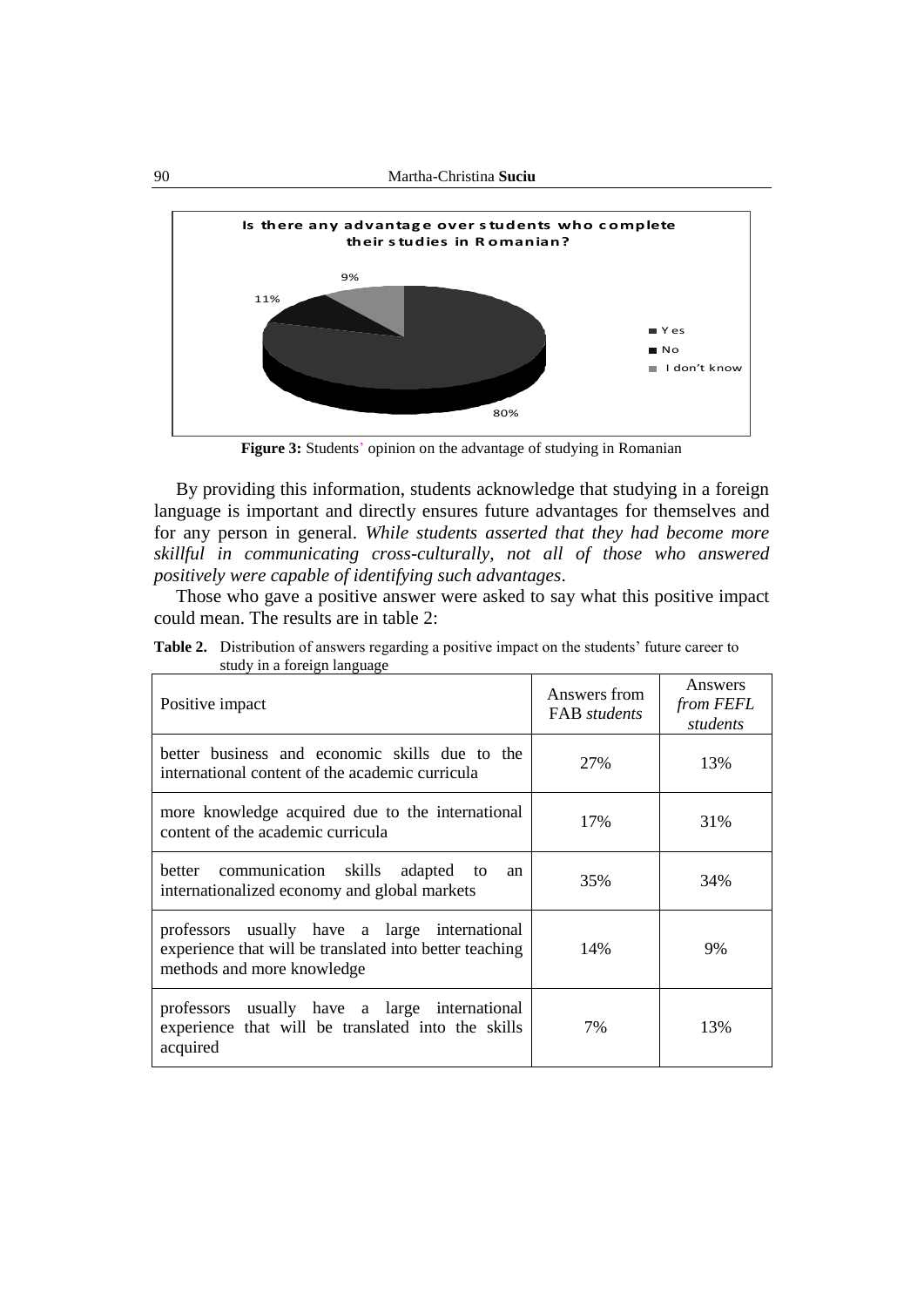**Figure 3:** Students' opinion on the advantage of studying in Romanian

By providing this information, students acknowledge that studying in a foreign language is important and directly ensures future advantages for themselves and for any person in general. *While students asserted that they had become more skillful in communicating cross-culturally, not all of those who answered positively were capable of identifying such advantages*.

Those who gave a positive answer were asked to say what this positive impact could mean. The results are in table 2:

**Table 2.** Distribution of answers regarding a positive impact on the students' future career to study in a foreign language

| Positive impact | Answers from FAB *students* | Answers *from FEFL students* |
|---|---|---|
| better business and economic skills due to the international content of the academic curricula | 27% | 13% |
| more knowledge acquired due to the international content of the academic curricula | 17% | 31% |
| better communication skills adapted to an internationalized economy and global markets | 35% | 34% |
| professors usually have a large international experience that will be translated into better teaching methods and more knowledge | 14% | 9% |
| professors usually have a large international experience that will be translated into the skills acquired | 7% | 13% |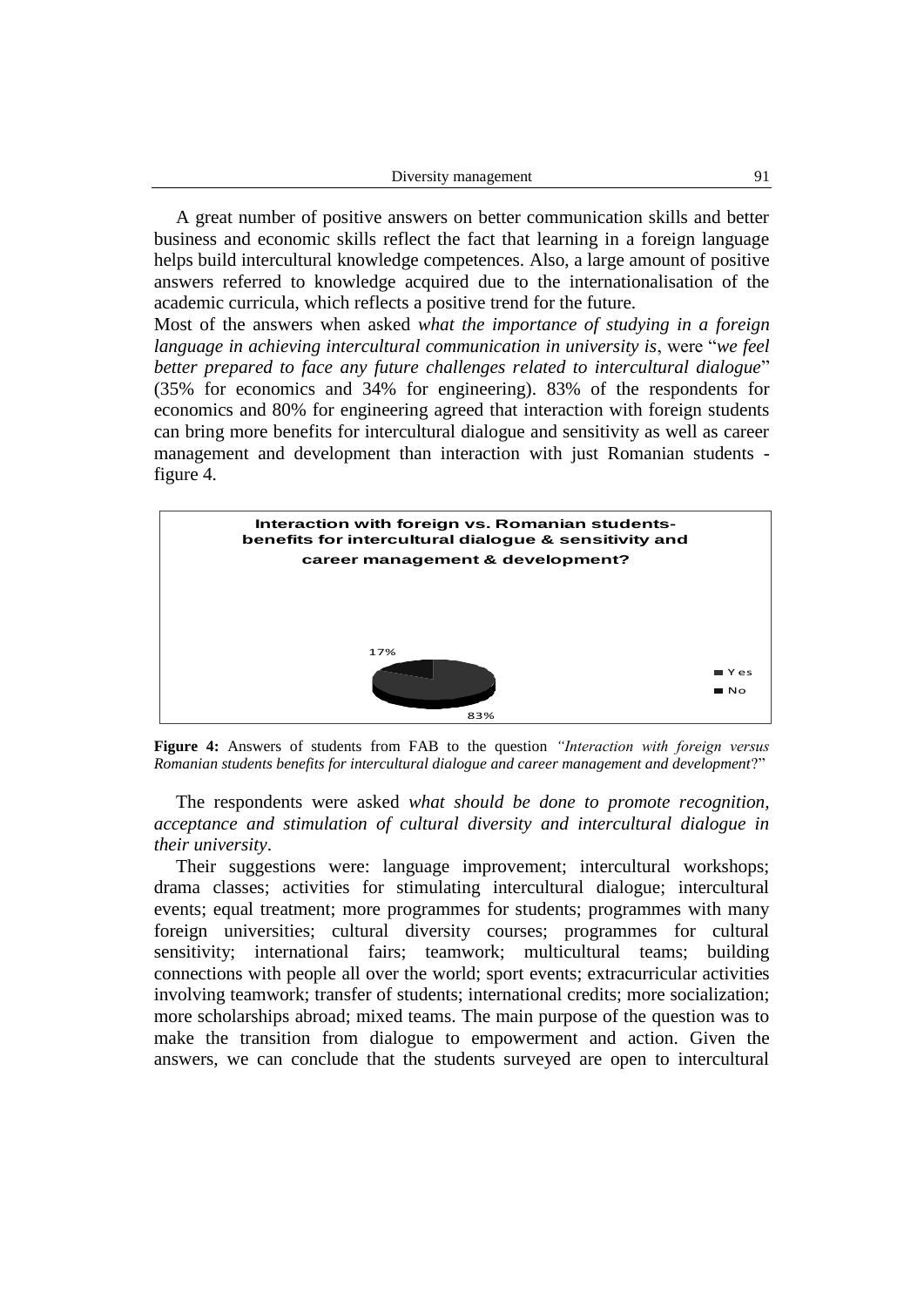A great number of positive answers on better communication skills and better business and economic skills reflect the fact that learning in a foreign language helps build intercultural knowledge competences. Also, a large amount of positive answers referred to knowledge acquired due to the internationalisation of the academic curricula, which reflects a positive trend for the future.

Most of the answers when asked *what the importance of studying in a foreign language in achieving intercultural communication in university is*, were "*we feel better prepared to face any future challenges related to intercultural dialogue*" (35% for economics and 34% for engineering). 83% of the respondents for economics and 80% for engineering agreed that interaction with foreign students can bring more benefits for intercultural dialogue and sensitivity as well as career management and development than interaction with just Romanian students - figure 4.

**Interaction with foreign vs. Romanian students- benefits for intercultural dialogue & sensitivity and career management & development?**

| Answer | Share |
| --- | --- |
| Yes | 83% |
| No | 17% |

**Figure 4:** Answers of students from FAB to the question *"Interaction with foreign versus Romanian students benefits for intercultural dialogue and career management and development*?"

The respondents were asked *what should be done to promote recognition, acceptance and stimulation of cultural diversity and intercultural dialogue in their university*.

Their suggestions were: language improvement; intercultural workshops; drama classes; activities for stimulating intercultural dialogue; intercultural events; equal treatment; more programmes for students; programmes with many foreign universities; cultural diversity courses; programmes for cultural sensitivity; international fairs; teamwork; multicultural teams; building connections with people all over the world; sport events; extracurricular activities involving teamwork; transfer of students; international credits; more socialization; more scholarships abroad; mixed teams. The main purpose of the question was to make the transition from dialogue to empowerment and action. Given the answers, we can conclude that the students surveyed are open to intercultural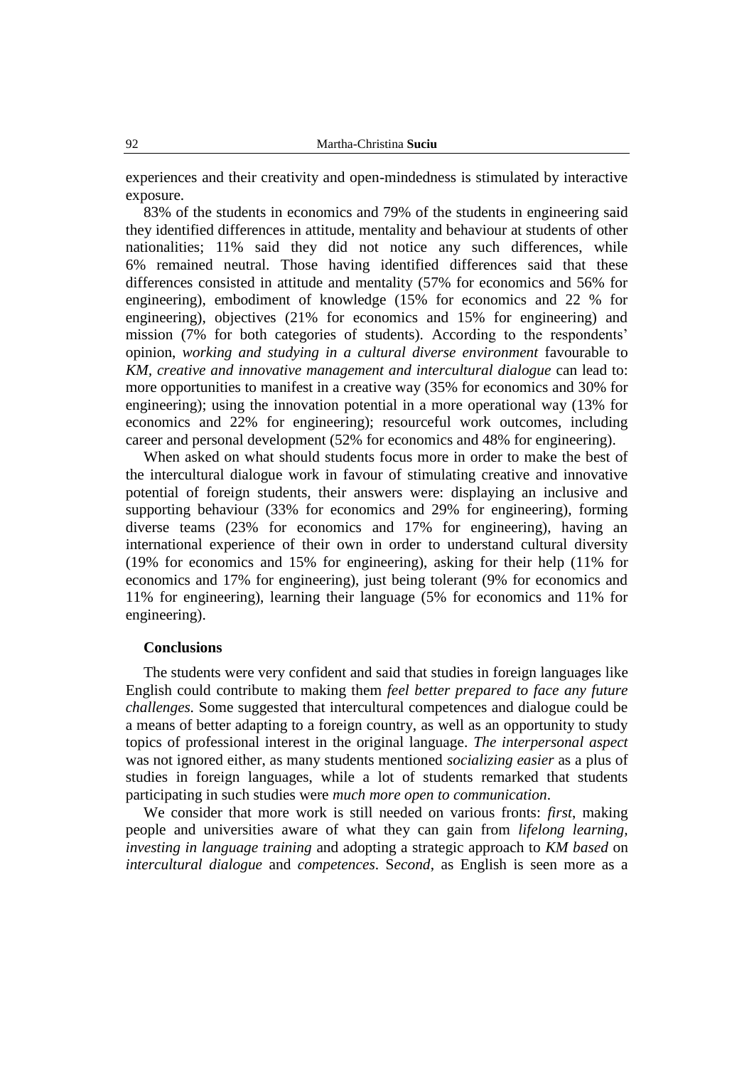experiences and their creativity and open-mindedness is stimulated by interactive exposure.

83% of the students in economics and 79% of the students in engineering said they identified differences in attitude, mentality and behaviour at students of other nationalities; 11% said they did not notice any such differences, while 6% remained neutral. Those having identified differences said that these differences consisted in attitude and mentality (57% for economics and 56% for engineering), embodiment of knowledge (15% for economics and 22 % for engineering), objectives (21% for economics and 15% for engineering) and mission (7% for both categories of students). According to the respondents' opinion, *working and studying in a cultural diverse environment* favourable to *KM, creative and innovative management and intercultural dialogue* can lead to: more opportunities to manifest in a creative way (35% for economics and 30% for engineering); using the innovation potential in a more operational way (13% for economics and 22% for engineering); resourceful work outcomes, including career and personal development (52% for economics and 48% for engineering).

When asked on what should students focus more in order to make the best of the intercultural dialogue work in favour of stimulating creative and innovative potential of foreign students, their answers were: displaying an inclusive and supporting behaviour (33% for economics and 29% for engineering), forming diverse teams (23% for economics and 17% for engineering), having an international experience of their own in order to understand cultural diversity (19% for economics and 15% for engineering), asking for their help (11% for economics and 17% for engineering), just being tolerant (9% for economics and 11% for engineering), learning their language (5% for economics and 11% for engineering).

**Conclusions**

The students were very confident and said that studies in foreign languages like English could contribute to making them *feel better prepared to face any future challenges.* Some suggested that intercultural competences and dialogue could be a means of better adapting to a foreign country, as well as an opportunity to study topics of professional interest in the original language. *The interpersonal aspect* was not ignored either, as many students mentioned *socializing easier* as a plus of studies in foreign languages, while a lot of students remarked that students participating in such studies were *much more open to communication*.

We consider that more work is still needed on various fronts: *first*, making people and universities aware of what they can gain from *lifelong learning*, *investing in language training* and adopting a strategic approach to *KM based* on *intercultural dialogue* and *competences*. S*econd*, as English is seen more as a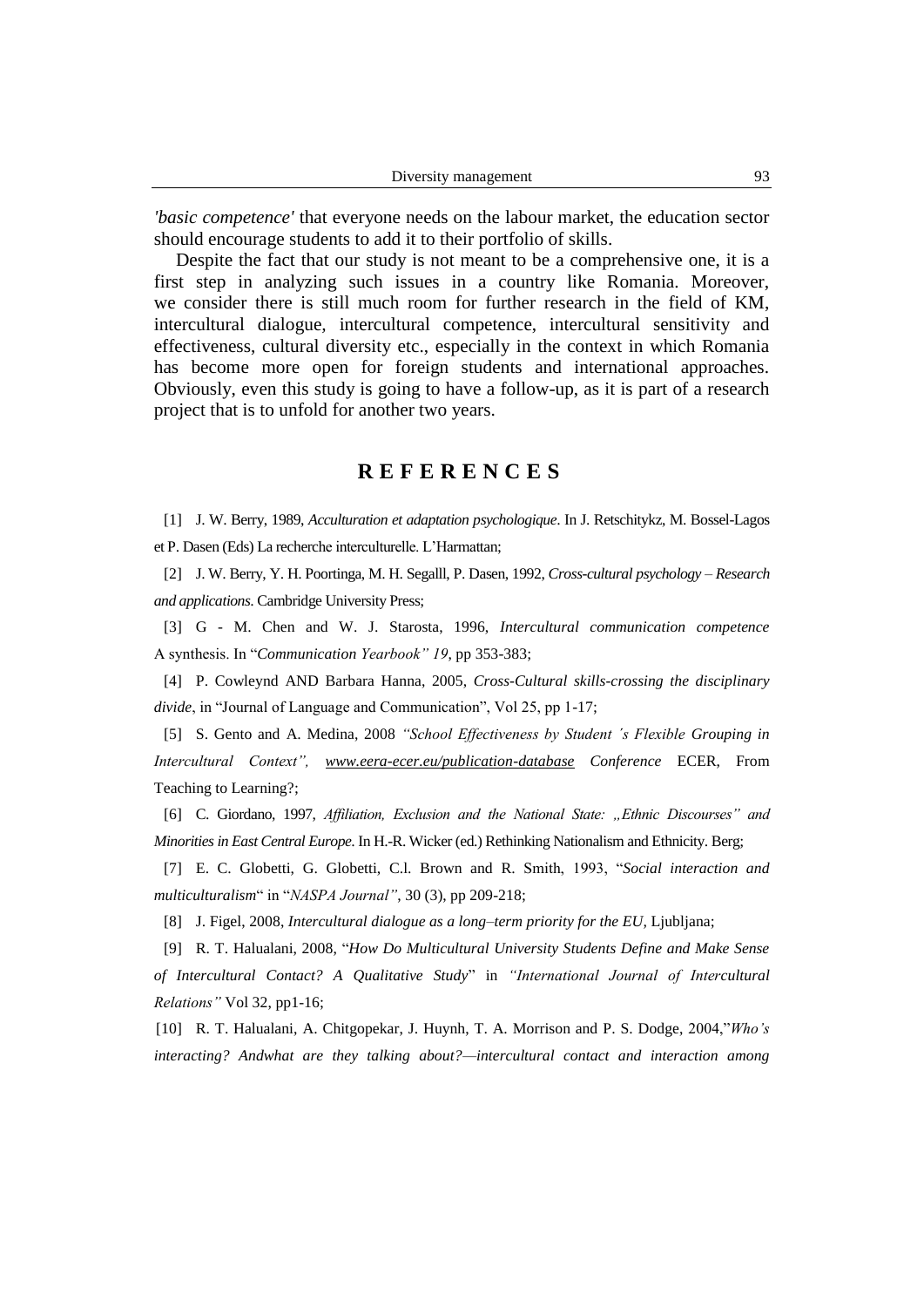*'basic competence'* that everyone needs on the labour market, the education sector should encourage students to add it to their portfolio of skills.

Despite the fact that our study is not meant to be a comprehensive one, it is a first step in analyzing such issues in a country like Romania. Moreover, we consider there is still much room for further research in the field of KM, intercultural dialogue, intercultural competence, intercultural sensitivity and effectiveness, cultural diversity etc., especially in the context in which Romania has become more open for foreign students and international approaches. Obviously, even this study is going to have a follow-up, as it is part of a research project that is to unfold for another two years.

## R E F E R E N C E S

[1] J. W. Berry, 1989, *Acculturation et adaptation psychologique*. In J. Retschitykz, M. Bossel-Lagos et P. Dasen (Eds) La recherche interculturelle. L'Harmattan;

[2] J. W. Berry, Y. H. Poortinga, M. H. Segalll, P. Dasen, 1992, *Cross-cultural psychology – Research and applications*. Cambridge University Press;

[3] G - M. Chen and W. J. Starosta, 1996, *Intercultural communication competence* A synthesis. In "*Communication Yearbook" 19*, pp 353-383;

[4] P. Cowleynd AND Barbara Hanna, 2005, *Cross-Cultural skills-crossing the disciplinary divide*, in "Journal of Language and Communication", Vol 25, pp 1-17;

[5] S. Gento and A. Medina, 2008 *"School Effectiveness by Student ´s Flexible Grouping in Intercultural Context"*, www.eera-ecer.eu/publication-database *Conference* ECER, From Teaching to Learning?;

[6] C. Giordano, 1997, *Affiliation, Exclusion and the National State: „Ethnic Discourses" and Minorities in East Central Europe*. In H.-R. Wicker (ed.) Rethinking Nationalism and Ethnicity. Berg;

[7] E. C. Globetti, G. Globetti, C.l. Brown and R. Smith, 1993, "*Social interaction and multiculturalism*" in "*NASPA Journal"*, 30 (3), pp 209-218;

[8] J. Figel, 2008, *Intercultural dialogue as a long–term priority for the EU*, Ljubljana;

[9] R. T. Halualani, 2008, "*How Do Multicultural University Students Define and Make Sense of Intercultural Contact? A Qualitative Study*" in *"International Journal of Intercultural Relations"* Vol 32, pp1-16;

[10] R. T. Halualani, A. Chitgopekar, J. Huynh, T. A. Morrison and P. S. Dodge, 2004,"*Who's interacting? Andwhat are they talking about?—intercultural contact and interaction among*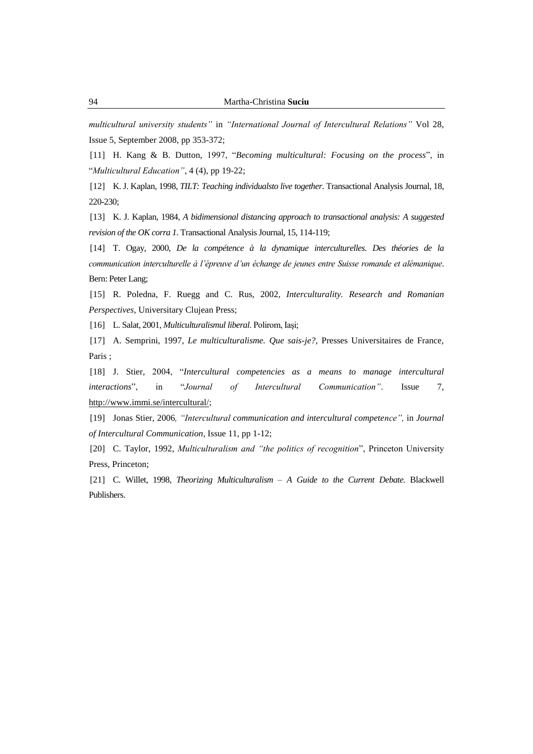*multicultural university students"* in *"International Journal of Intercultural Relations"* Vol 28, Issue 5, September 2008, pp 353-372;

[11] H. Kang & B. Dutton, 1997, "*Becoming multicultural: Focusing on the process*", in "*Multicultural Education"*, 4 (4), pp 19-22;

[12] K. J. Kaplan, 1998, *TILT: Teaching individualsto live together*. Transactional Analysis Journal, 18, 220-230;

[13] K. J. Kaplan, 1984, *A bidimensional distancing approach to transactional analysis: A suggested revision of the OK corra 1*. Transactional Analysis Journal, 15, 114-119;

[14] T. Ogay, 2000, *De la compétence à la dynamique interculturelles. Des théories de la communication interculturelle à l'épreuve d'un échange de jeunes entre Suisse romande et alémanique*. Bern: Peter Lang;

[15] R. Poledna, F. Ruegg and C. Rus, 2002, *Interculturality. Research and Romanian Perspectives*, Universitary Clujean Press;

[16] L. Salat, 2001, *Multiculturalismul liberal*. Polirom, Iași;

[17] A. Semprini, 1997, *Le multiculturalisme. Que sais-je?*, Presses Universitaires de France, Paris ;

[18] J. Stier, 2004, "*Intercultural competencies as a means to manage intercultural interactions*", in "*Journal of Intercultural Communication"*. Issue 7, http://www.immi.se/intercultural/;

[19] Jonas Stier, 2006*, "Intercultural communication and intercultural competence",* in *Journal of Intercultural Communication*, Issue 11, pp 1-12;

[20] C. Taylor, 1992, *Multiculturalism and "the politics of recognition*", Princeton University Press, Princeton;

[21] C. Willet, 1998, *Theorizing Multiculturalism – A Guide to the Current Debate.* Blackwell Publishers.